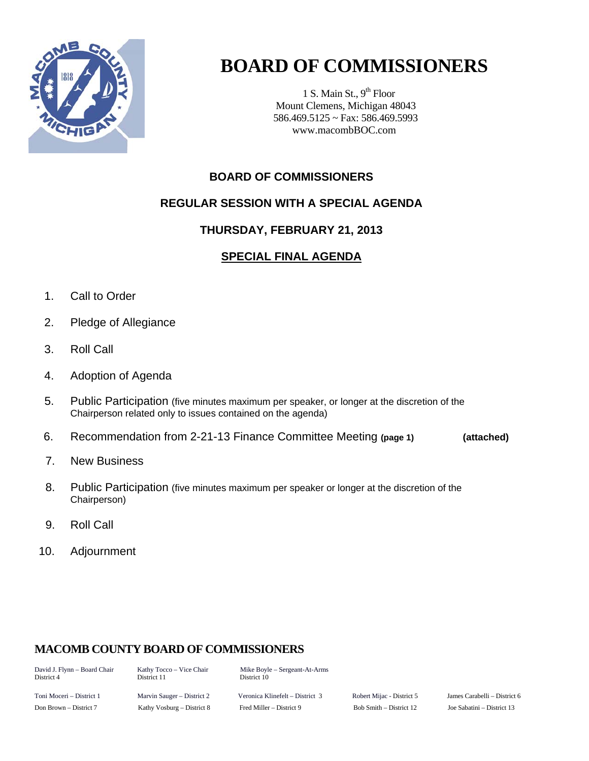# BOARD OF COMMISSIONERS

1 S. Main St., 9th Floor
Mount Clemens, Michigan 48043
586.469.5125 ~ Fax: 586.469.5993
www.macombBOC.com

## BOARD OF COMMISSIONERS

## REGULAR SESSION WITH A SPECIAL AGENDA

## THURSDAY, FEBRUARY 21, 2013

## SPECIAL FINAL AGENDA

1. Call to Order
2. Pledge of Allegiance
3. Roll Call
4. Adoption of Agenda
5. Public Participation (five minutes maximum per speaker, or longer at the discretion of the Chairperson related only to issues contained on the agenda)
6. Recommendation from 2-21-13 Finance Committee Meeting **(page 1)** **(attached)**
7. New Business
8. Public Participation (five minutes maximum per speaker or longer at the discretion of the Chairperson)
9. Roll Call
10. Adjournment

**MACOMB COUNTY BOARD OF COMMISSIONERS**

David J. Flynn – Board Chair, District 4
Kathy Tocco – Vice Chair, District 11
Mike Boyle – Sergeant-At-Arms, District 10

Toni Moceri – District 1
Marvin Sauger – District 2
Veronica Klinefelt – District 3
Robert Mijac - District 5
James Carabelli – District 6
Don Brown – District 7
Kathy Vosburg – District 8
Fred Miller – District 9
Bob Smith – District 12
Joe Sabatini – District 13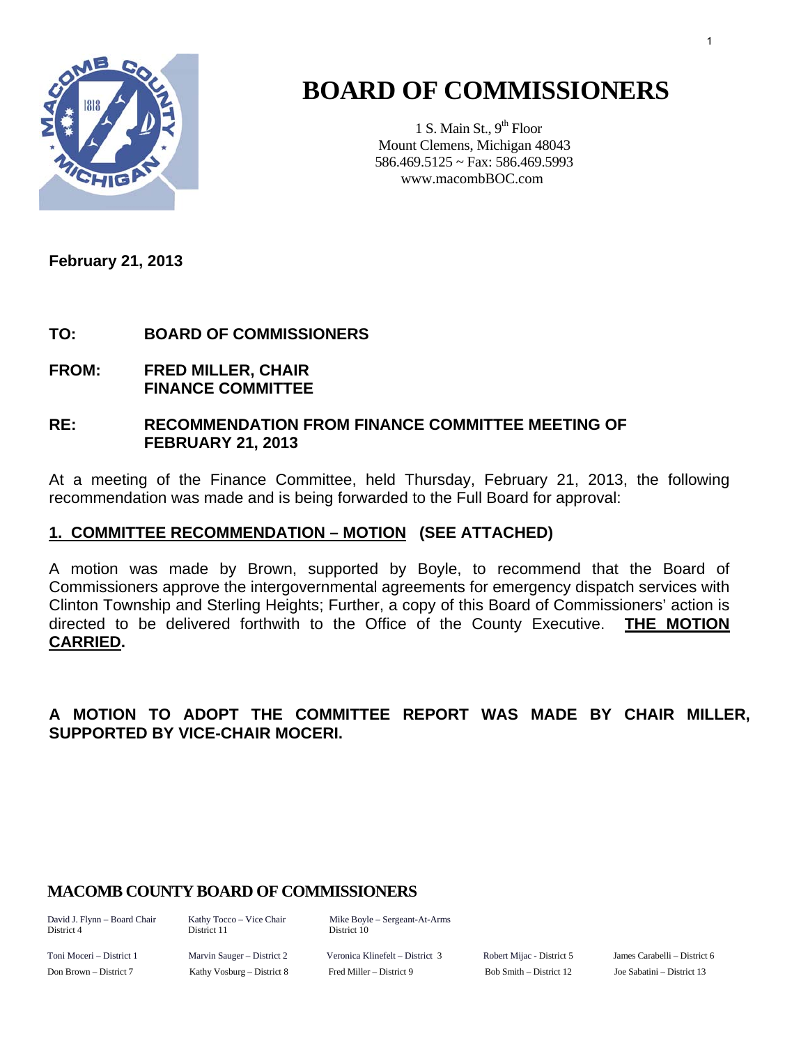# BOARD OF COMMISSIONERS

1 S. Main St., 9th Floor
Mount Clemens, Michigan 48043
586.469.5125 ~ Fax: 586.469.5993
www.macombBOC.com

**February 21, 2013**

**TO:** **BOARD OF COMMISSIONERS**

**FROM:** **FRED MILLER, CHAIR**
**FINANCE COMMITTEE**

**RE:** **RECOMMENDATION FROM FINANCE COMMITTEE MEETING OF FEBRUARY 21, 2013**

At a meeting of the Finance Committee, held Thursday, February 21, 2013, the following recommendation was made and is being forwarded to the Full Board for approval:

**1. COMMITTEE RECOMMENDATION – MOTION (SEE ATTACHED)**

A motion was made by Brown, supported by Boyle, to recommend that the Board of Commissioners approve the intergovernmental agreements for emergency dispatch services with Clinton Township and Sterling Heights; Further, a copy of this Board of Commissioners' action is directed to be delivered forthwith to the Office of the County Executive. **THE MOTION CARRIED.**

**A MOTION TO ADOPT THE COMMITTEE REPORT WAS MADE BY CHAIR MILLER, SUPPORTED BY VICE-CHAIR MOCERI.**

**MACOMB COUNTY BOARD OF COMMISSIONERS**

David J. Flynn – Board Chair, District 4
Kathy Tocco – Vice Chair, District 11
Mike Boyle – Sergeant-At-Arms, District 10

Toni Moceri – District 1
Marvin Sauger – District 2
Veronica Klinefelt – District 3
Robert Mijac - District 5
James Carabelli – District 6
Don Brown – District 7
Kathy Vosburg – District 8
Fred Miller – District 9
Bob Smith – District 12
Joe Sabatini – District 13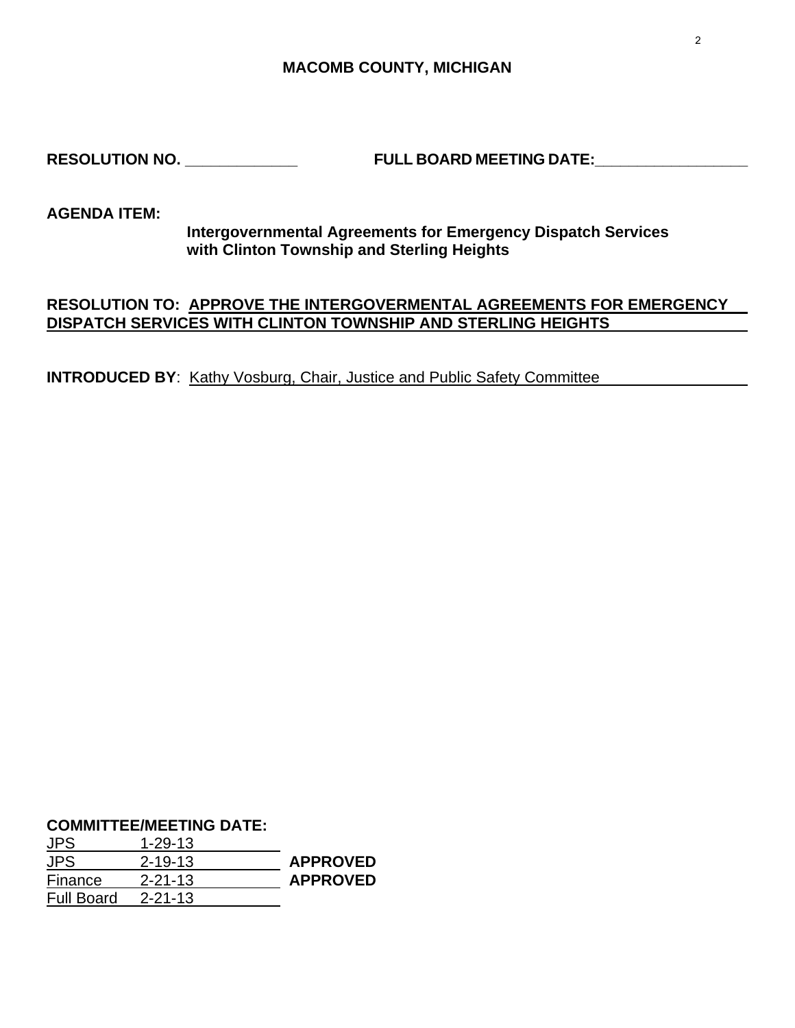**MACOMB COUNTY, MICHIGAN**

**RESOLUTION NO.** _____________ **FULL BOARD MEETING DATE:**__________________

**AGENDA ITEM:**

**Intergovernmental Agreements for Emergency Dispatch Services with Clinton Township and Sterling Heights**

**RESOLUTION TO: APPROVE THE INTERGOVERMENTAL AGREEMENTS FOR EMERGENCY DISPATCH SERVICES WITH CLINTON TOWNSHIP AND STERLING HEIGHTS**

**INTRODUCED BY**: Kathy Vosburg, Chair, Justice and Public Safety Committee

**COMMITTEE/MEETING DATE:**

| | | |
|---|---|---|
| JPS | 1-29-13 | |
| JPS | 2-19-13 | **APPROVED** |
| Finance | 2-21-13 | **APPROVED** |
| Full Board | 2-21-13 | |